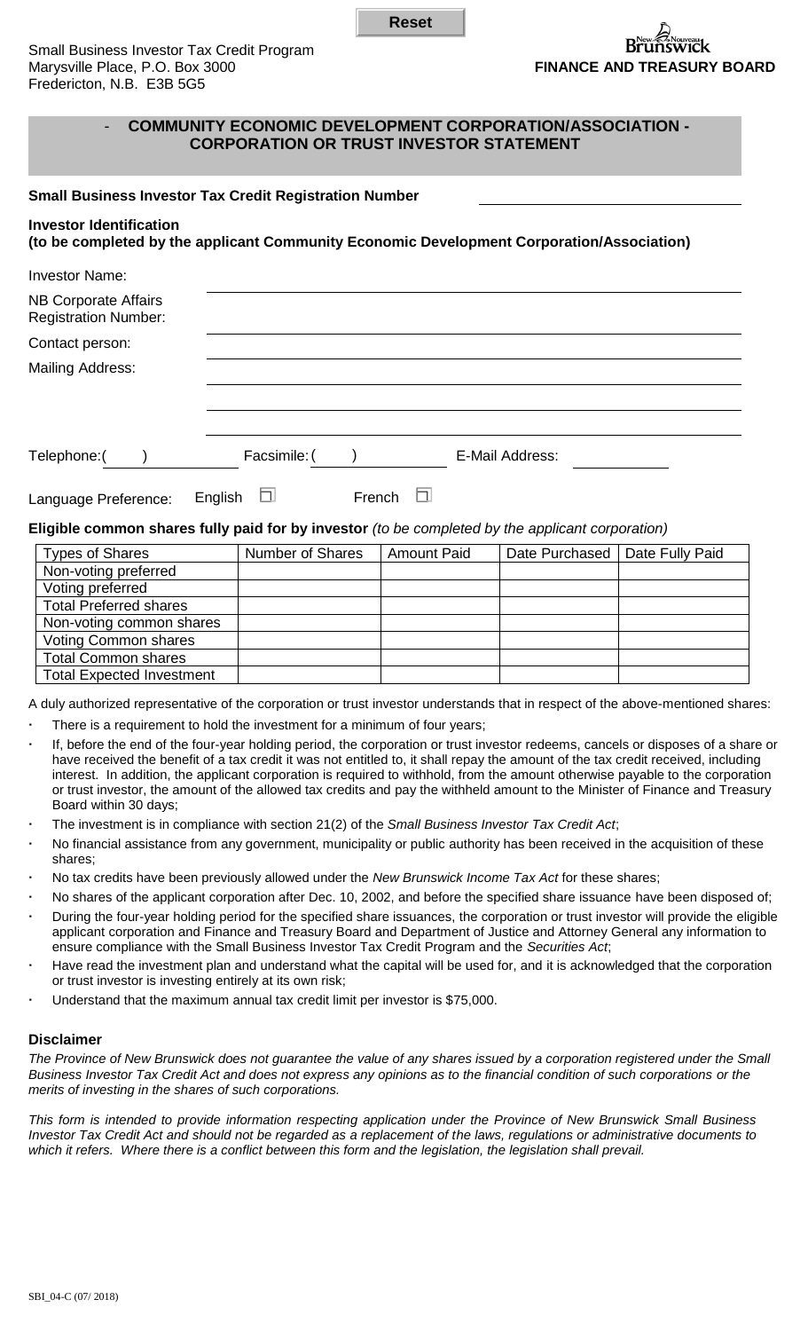Reset

Small Business Investor Tax Credit Program
Marysville Place, P.O. Box 3000
Fredericton, N.B. E3B 5G5

**FINANCE AND TREASURY BOARD**

## - COMMUNITY ECONOMIC DEVELOPMENT CORPORATION/ASSOCIATION - CORPORATION OR TRUST INVESTOR STATEMENT

**Small Business Investor Tax Credit Registration Number** ____________________

**Investor Identification**
**(to be completed by the applicant Community Economic Development Corporation/Association)**

Investor Name: ____________________

NB Corporate Affairs Registration Number: ____________________

Contact person: ____________________

Mailing Address: ____________________

____________________

____________________

Telephone:( ) Facsimile: ( ) E-Mail Address: ____________________

Language Preference: English ☐ French ☐

**Eligible common shares fully paid for by investor** *(to be completed by the applicant corporation)*

| Types of Shares | Number of Shares | Amount Paid | Date Purchased | Date Fully Paid |
|---|---|---|---|---|
| Non-voting preferred | | | | |
| Voting preferred | | | | |
| Total Preferred shares | | | | |
| Non-voting common shares | | | | |
| Voting Common shares | | | | |
| Total Common shares | | | | |
| Total Expected Investment | | | | |

A duly authorized representative of the corporation or trust investor understands that in respect of the above-mentioned shares:

- There is a requirement to hold the investment for a minimum of four years;
- If, before the end of the four-year holding period, the corporation or trust investor redeems, cancels or disposes of a share or have received the benefit of a tax credit it was not entitled to, it shall repay the amount of the tax credit received, including interest. In addition, the applicant corporation is required to withhold, from the amount otherwise payable to the corporation or trust investor, the amount of the allowed tax credits and pay the withheld amount to the Minister of Finance and Treasury Board within 30 days;
- The investment is in compliance with section 21(2) of the *Small Business Investor Tax Credit Act*;
- No financial assistance from any government, municipality or public authority has been received in the acquisition of these shares;
- No tax credits have been previously allowed under the *New Brunswick Income Tax Act* for these shares;
- No shares of the applicant corporation after Dec. 10, 2002, and before the specified share issuance have been disposed of;
- During the four-year holding period for the specified share issuances, the corporation or trust investor will provide the eligible applicant corporation and Finance and Treasury Board and Department of Justice and Attorney General any information to ensure compliance with the Small Business Investor Tax Credit Program and the *Securities Act*;
- Have read the investment plan and understand what the capital will be used for, and it is acknowledged that the corporation or trust investor is investing entirely at its own risk;
- Understand that the maximum annual tax credit limit per investor is $75,000.

### Disclaimer

*The Province of New Brunswick does not guarantee the value of any shares issued by a corporation registered under the Small Business Investor Tax Credit Act and does not express any opinions as to the financial condition of such corporations or the merits of investing in the shares of such corporations.*

*This form is intended to provide information respecting application under the Province of New Brunswick Small Business Investor Tax Credit Act and should not be regarded as a replacement of the laws, regulations or administrative documents to which it refers. Where there is a conflict between this form and the legislation, the legislation shall prevail.*

SBI_04-C (07/ 2018)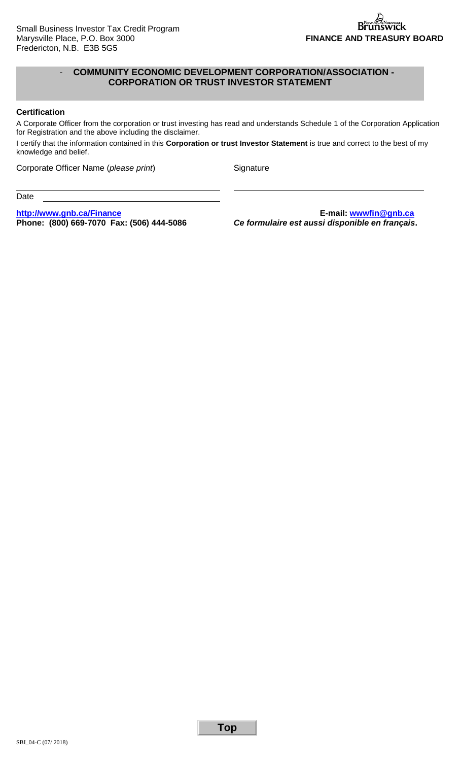Small Business Investor Tax Credit Program
Marysville Place, P.O. Box 3000
Fredericton, N.B. E3B 5G5

**FINANCE AND TREASURY BOARD**

## - COMMUNITY ECONOMIC DEVELOPMENT CORPORATION/ASSOCIATION - CORPORATION OR TRUST INVESTOR STATEMENT

**Certification**

A Corporate Officer from the corporation or trust investing has read and understands Schedule 1 of the Corporation Application for Registration and the above including the disclaimer.

I certify that the information contained in this **Corporation or trust Investor Statement** is true and correct to the best of my knowledge and belief.

Corporate Officer Name (*please print*) ______________________

Signature ______________________

Date ______________________

**http://www.gnb.ca/Finance**
**Phone: (800) 669-7070 Fax: (506) 444-5086**

**E-mail: wwwfin@gnb.ca**
***Ce formulaire est aussi disponible en français*.**

Top

SBI_04-C (07/ 2018)